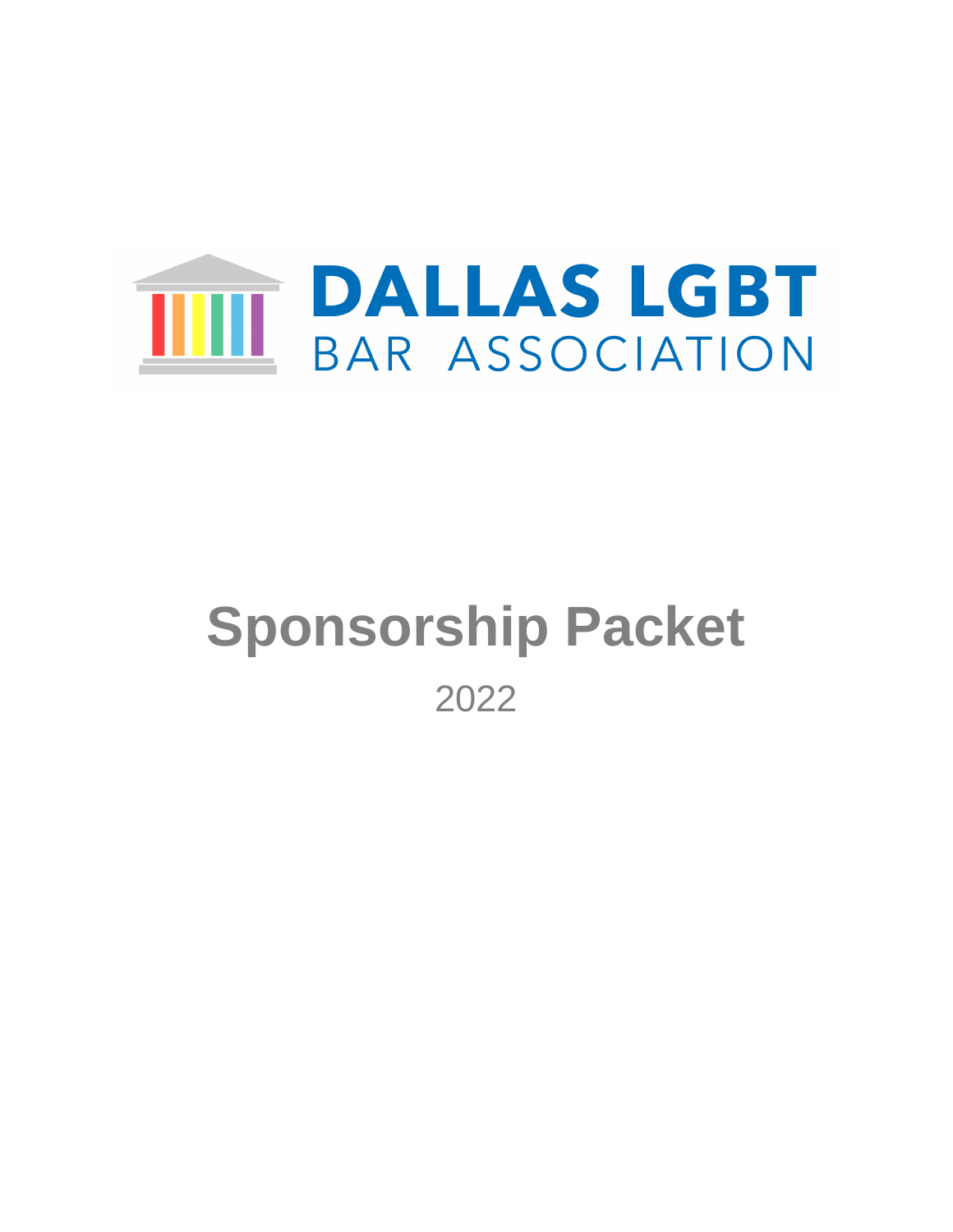# DALLAS LGBT BAR ASSOCIATION

# Sponsorship Packet

2022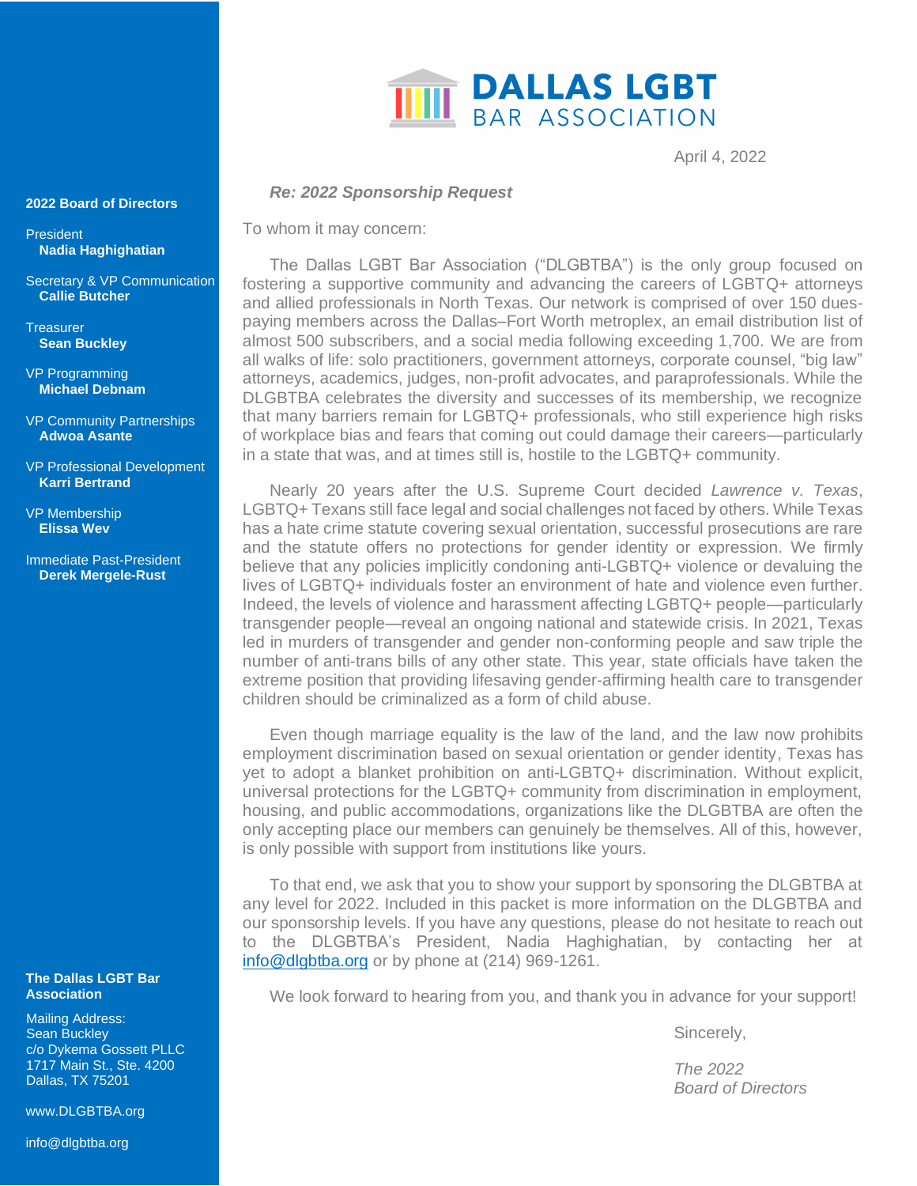# DALLAS LGBT BAR ASSOCIATION

April 4, 2022

***Re: 2022 Sponsorship Request***

To whom it may concern:

The Dallas LGBT Bar Association ("DLGBTBA") is the only group focused on fostering a supportive community and advancing the careers of LGBTQ+ attorneys and allied professionals in North Texas. Our network is comprised of over 150 dues-paying members across the Dallas–Fort Worth metroplex, an email distribution list of almost 500 subscribers, and a social media following exceeding 1,700. We are from all walks of life: solo practitioners, government attorneys, corporate counsel, "big law" attorneys, academics, judges, non-profit advocates, and paraprofessionals. While the DLGBTBA celebrates the diversity and successes of its membership, we recognize that many barriers remain for LGBTQ+ professionals, who still experience high risks of workplace bias and fears that coming out could damage their careers—particularly in a state that was, and at times still is, hostile to the LGBTQ+ community.

Nearly 20 years after the U.S. Supreme Court decided *Lawrence v. Texas*, LGBTQ+ Texans still face legal and social challenges not faced by others. While Texas has a hate crime statute covering sexual orientation, successful prosecutions are rare and the statute offers no protections for gender identity or expression. We firmly believe that any policies implicitly condoning anti-LGBTQ+ violence or devaluing the lives of LGBTQ+ individuals foster an environment of hate and violence even further. Indeed, the levels of violence and harassment affecting LGBTQ+ people—particularly transgender people—reveal an ongoing national and statewide crisis. In 2021, Texas led in murders of transgender and gender non-conforming people and saw triple the number of anti-trans bills of any other state. This year, state officials have taken the extreme position that providing lifesaving gender-affirming health care to transgender children should be criminalized as a form of child abuse.

Even though marriage equality is the law of the land, and the law now prohibits employment discrimination based on sexual orientation or gender identity, Texas has yet to adopt a blanket prohibition on anti-LGBTQ+ discrimination. Without explicit, universal protections for the LGBTQ+ community from discrimination in employment, housing, and public accommodations, organizations like the DLGBTBA are often the only accepting place our members can genuinely be themselves. All of this, however, is only possible with support from institutions like yours.

To that end, we ask that you to show your support by sponsoring the DLGBTBA at any level for 2022. Included in this packet is more information on the DLGBTBA and our sponsorship levels. If you have any questions, please do not hesitate to reach out to the DLGBTBA's President, Nadia Haghighatian, by contacting her at info@dlgbtba.org or by phone at (214) 969-1261.

We look forward to hearing from you, and thank you in advance for your support!

Sincerely,

*The 2022 Board of Directors*

---

**2022 Board of Directors**

President
**Nadia Haghighatian**

Secretary & VP Communication
**Callie Butcher**

Treasurer
**Sean Buckley**

VP Programming
**Michael Debnam**

VP Community Partnerships
**Adwoa Asante**

VP Professional Development
**Karri Bertrand**

VP Membership
**Elissa Wev**

Immediate Past-President
**Derek Mergele-Rust**

**The Dallas LGBT Bar Association**

Mailing Address:
Sean Buckley
c/o Dykema Gossett PLLC
1717 Main St., Ste. 4200
Dallas, TX 75201

www.DLGBTBA.org

info@dlgbtba.org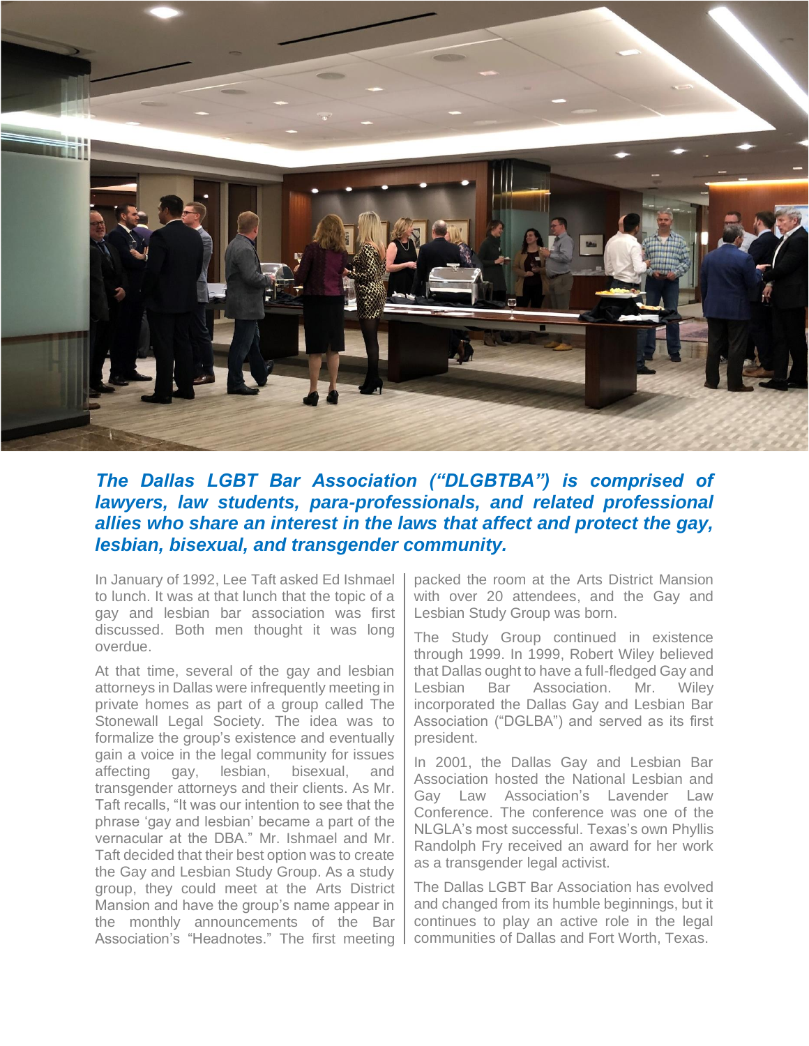***The Dallas LGBT Bar Association ("DLGBTBA") is comprised of lawyers, law students, para-professionals, and related professional allies who share an interest in the laws that affect and protect the gay, lesbian, bisexual, and transgender community.***

In January of 1992, Lee Taft asked Ed Ishmael to lunch. It was at that lunch that the topic of a gay and lesbian bar association was first discussed. Both men thought it was long overdue.

At that time, several of the gay and lesbian attorneys in Dallas were infrequently meeting in private homes as part of a group called The Stonewall Legal Society. The idea was to formalize the group's existence and eventually gain a voice in the legal community for issues affecting gay, lesbian, bisexual, and transgender attorneys and their clients. As Mr. Taft recalls, "It was our intention to see that the phrase 'gay and lesbian' became a part of the vernacular at the DBA." Mr. Ishmael and Mr. Taft decided that their best option was to create the Gay and Lesbian Study Group. As a study group, they could meet at the Arts District Mansion and have the group's name appear in the monthly announcements of the Bar Association's "Headnotes." The first meeting packed the room at the Arts District Mansion with over 20 attendees, and the Gay and Lesbian Study Group was born.

The Study Group continued in existence through 1999. In 1999, Robert Wiley believed that Dallas ought to have a full-fledged Gay and Lesbian Bar Association. Mr. Wiley incorporated the Dallas Gay and Lesbian Bar Association ("DGLBA") and served as its first president.

In 2001, the Dallas Gay and Lesbian Bar Association hosted the National Lesbian and Gay Law Association's Lavender Law Conference. The conference was one of the NLGLA's most successful. Texas's own Phyllis Randolph Fry received an award for her work as a transgender legal activist.

The Dallas LGBT Bar Association has evolved and changed from its humble beginnings, but it continues to play an active role in the legal communities of Dallas and Fort Worth, Texas.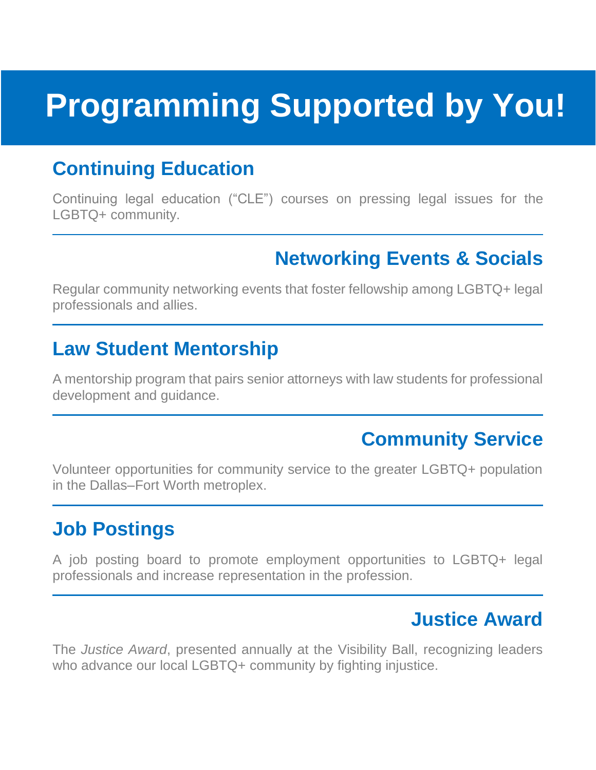# Programming Supported by You!

## Continuing Education

Continuing legal education (“CLE”) courses on pressing legal issues for the LGBTQ+ community.

---

## Networking Events & Socials

Regular community networking events that foster fellowship among LGBTQ+ legal professionals and allies.

---

## Law Student Mentorship

A mentorship program that pairs senior attorneys with law students for professional development and guidance.

---

## Community Service

Volunteer opportunities for community service to the greater LGBTQ+ population in the Dallas–Fort Worth metroplex.

---

## Job Postings

A job posting board to promote employment opportunities to LGBTQ+ legal professionals and increase representation in the profession.

---

## Justice Award

The *Justice Award*, presented annually at the Visibility Ball, recognizing leaders who advance our local LGBTQ+ community by fighting injustice.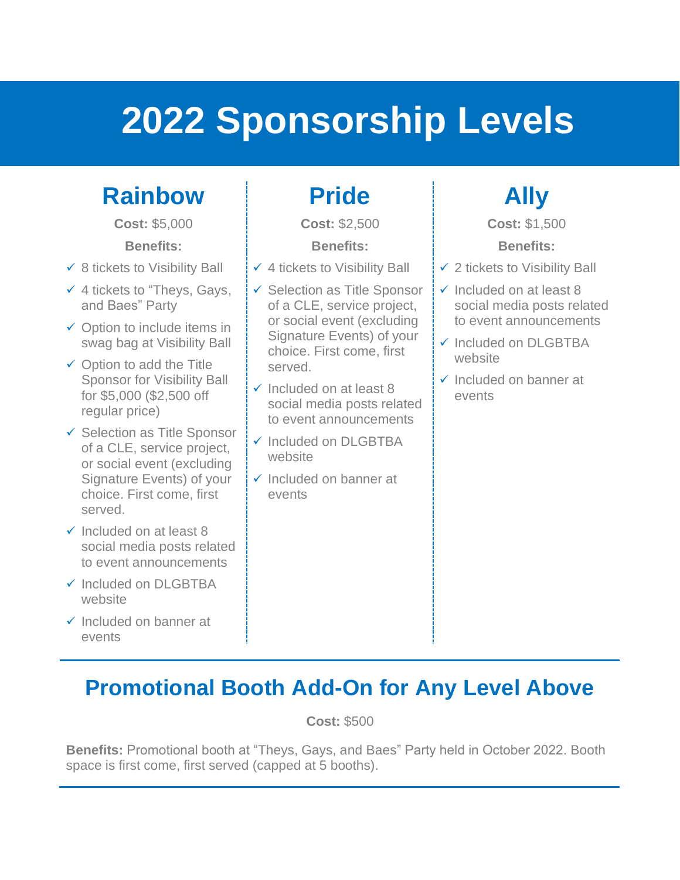# 2022 Sponsorship Levels

## Rainbow

**Cost:** $5,000

**Benefits:**

- ✓ 8 tickets to Visibility Ball
- ✓ 4 tickets to "Theys, Gays, and Baes" Party
- ✓ Option to include items in swag bag at Visibility Ball
- ✓ Option to add the Title Sponsor for Visibility Ball for $5,000 ($2,500 off regular price)
- ✓ Selection as Title Sponsor of a CLE, service project, or social event (excluding Signature Events) of your choice. First come, first served.
- ✓ Included on at least 8 social media posts related to event announcements
- ✓ Included on DLGBTBA website
- ✓ Included on banner at events

## Pride

**Cost:** $2,500

**Benefits:**

- ✓ 4 tickets to Visibility Ball
- ✓ Selection as Title Sponsor of a CLE, service project, or social event (excluding Signature Events) of your choice. First come, first served.
- ✓ Included on at least 8 social media posts related to event announcements
- ✓ Included on DLGBTBA website
- ✓ Included on banner at events

## Ally

**Cost:** $1,500

**Benefits:**

- ✓ 2 tickets to Visibility Ball
- ✓ Included on at least 8 social media posts related to event announcements
- ✓ Included on DLGBTBA website
- ✓ Included on banner at events

## Promotional Booth Add-On for Any Level Above

**Cost:** $500

**Benefits:** Promotional booth at "Theys, Gays, and Baes" Party held in October 2022. Booth space is first come, first served (capped at 5 booths).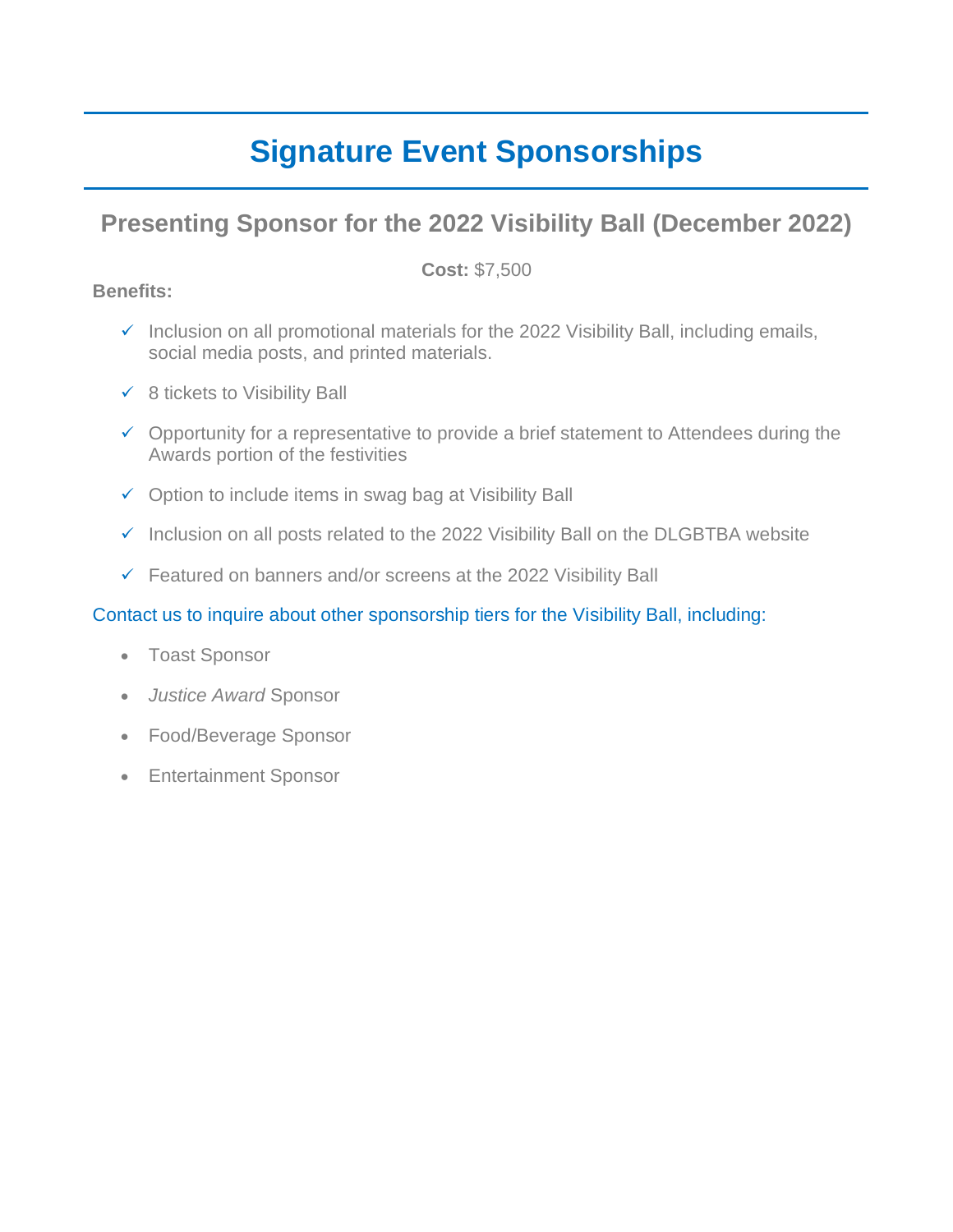# Signature Event Sponsorships

## Presenting Sponsor for the 2022 Visibility Ball (December 2022)

**Cost:** $7,500

**Benefits:**

- ✓ Inclusion on all promotional materials for the 2022 Visibility Ball, including emails, social media posts, and printed materials.
- ✓ 8 tickets to Visibility Ball
- ✓ Opportunity for a representative to provide a brief statement to Attendees during the Awards portion of the festivities
- ✓ Option to include items in swag bag at Visibility Ball
- ✓ Inclusion on all posts related to the 2022 Visibility Ball on the DLGBTBA website
- ✓ Featured on banners and/or screens at the 2022 Visibility Ball

Contact us to inquire about other sponsorship tiers for the Visibility Ball, including:

- Toast Sponsor
- *Justice Award* Sponsor
- Food/Beverage Sponsor
- Entertainment Sponsor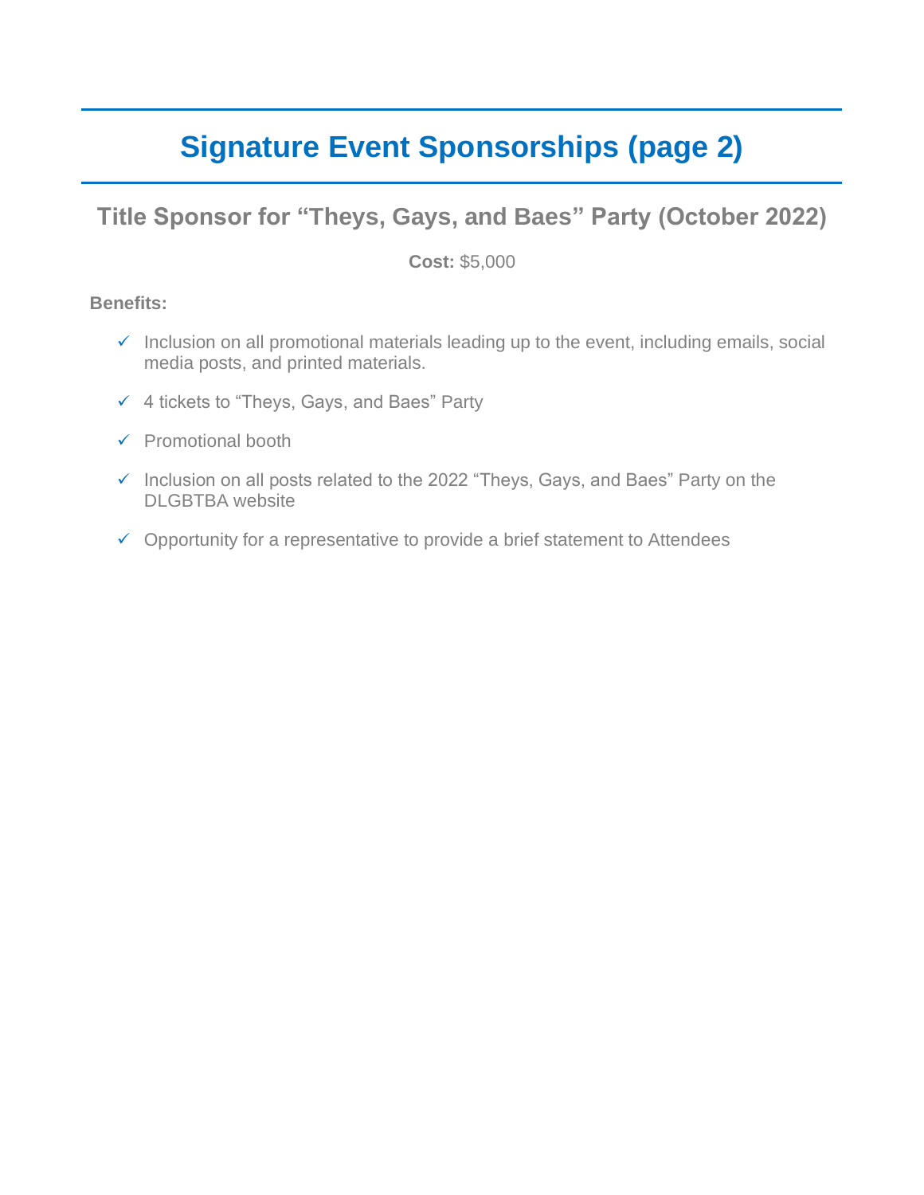# Signature Event Sponsorships (page 2)

## Title Sponsor for “Theys, Gays, and Baes” Party (October 2022)

**Cost:** $5,000

**Benefits:**

- ✓ Inclusion on all promotional materials leading up to the event, including emails, social media posts, and printed materials.
- ✓ 4 tickets to “Theys, Gays, and Baes” Party
- ✓ Promotional booth
- ✓ Inclusion on all posts related to the 2022 “Theys, Gays, and Baes” Party on the DLGBTBA website
- ✓ Opportunity for a representative to provide a brief statement to Attendees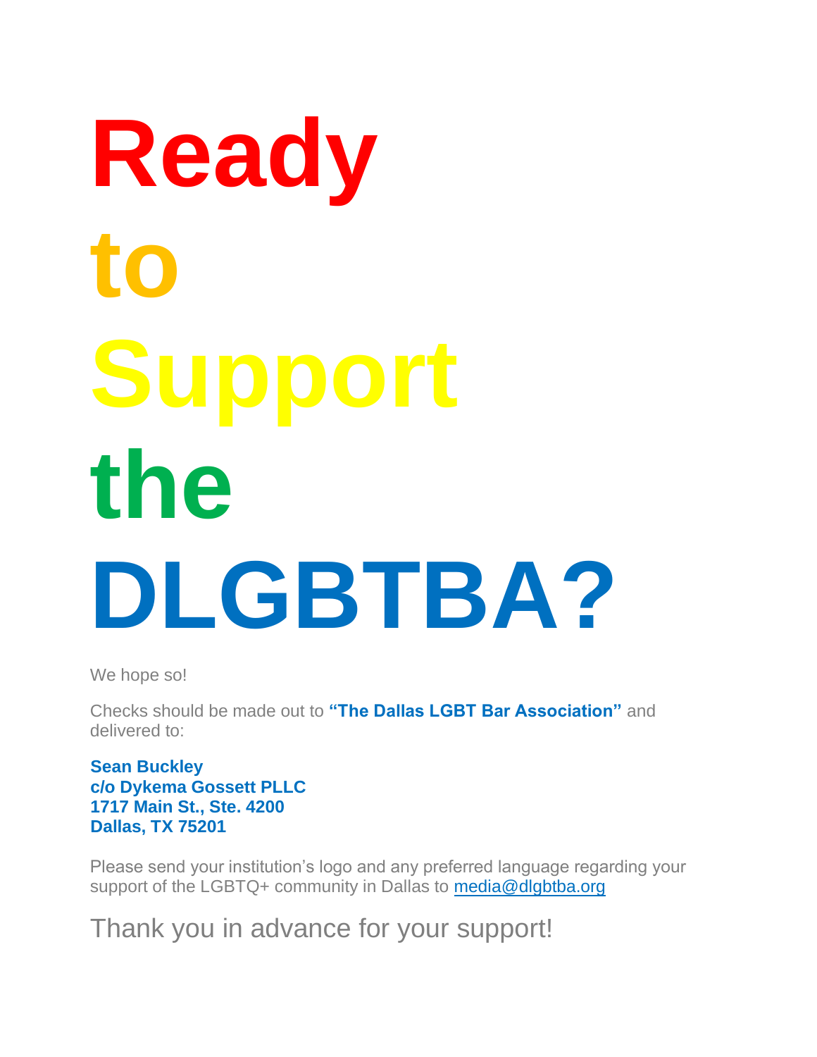# Ready to Support the DLGBTBA?

We hope so!

Checks should be made out to **"The Dallas LGBT Bar Association"** and delivered to:

**Sean Buckley**
**c/o Dykema Gossett PLLC**
**1717 Main St., Ste. 4200**
**Dallas, TX 75201**

Please send your institution's logo and any preferred language regarding your support of the LGBTQ+ community in Dallas to media@dlgbtba.org

Thank you in advance for your support!